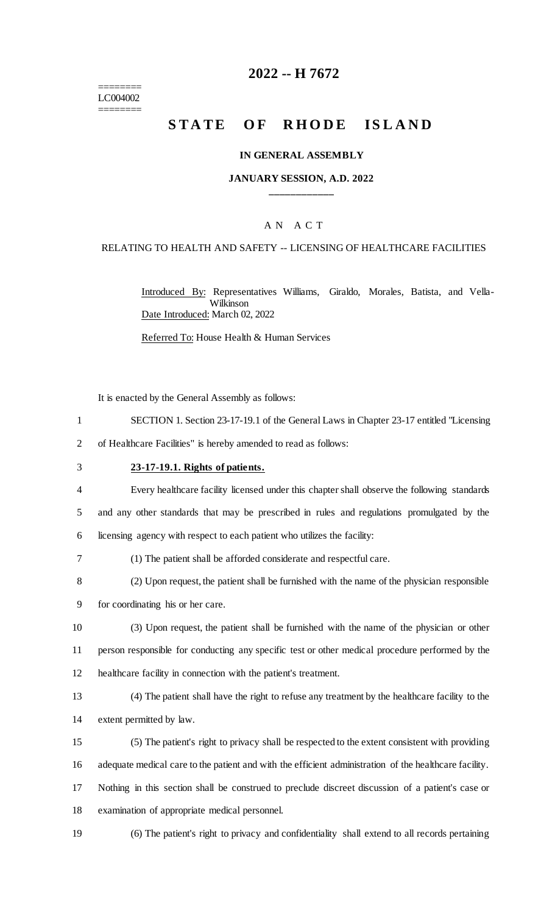========
LC004002
========

# 2022 -- H 7672

# STATE OF RHODE ISLAND

### IN GENERAL ASSEMBLY

### JANUARY SESSION, A.D. 2022

## A N A C T

### RELATING TO HEALTH AND SAFETY -- LICENSING OF HEALTHCARE FACILITIES

Introduced By: Representatives Williams, Giraldo, Morales, Batista, and Vella-Wilkinson
Date Introduced: March 02, 2022

Referred To: House Health & Human Services

It is enacted by the General Assembly as follows:

1 SECTION 1. Section 23-17-19.1 of the General Laws in Chapter 23-17 entitled "Licensing
2 of Healthcare Facilities" is hereby amended to read as follows:

3 **23-17-19.1. Rights of patients.**

4 Every healthcare facility licensed under this chapter shall observe the following standards
5 and any other standards that may be prescribed in rules and regulations promulgated by the
6 licensing agency with respect to each patient who utilizes the facility:

7 (1) The patient shall be afforded considerate and respectful care.

8 (2) Upon request, the patient shall be furnished with the name of the physician responsible
9 for coordinating his or her care.

10 (3) Upon request, the patient shall be furnished with the name of the physician or other
11 person responsible for conducting any specific test or other medical procedure performed by the
12 healthcare facility in connection with the patient's treatment.

13 (4) The patient shall have the right to refuse any treatment by the healthcare facility to the
14 extent permitted by law.

15 (5) The patient's right to privacy shall be respected to the extent consistent with providing
16 adequate medical care to the patient and with the efficient administration of the healthcare facility.
17 Nothing in this section shall be construed to preclude discreet discussion of a patient's case or
18 examination of appropriate medical personnel.

19 (6) The patient's right to privacy and confidentiality shall extend to all records pertaining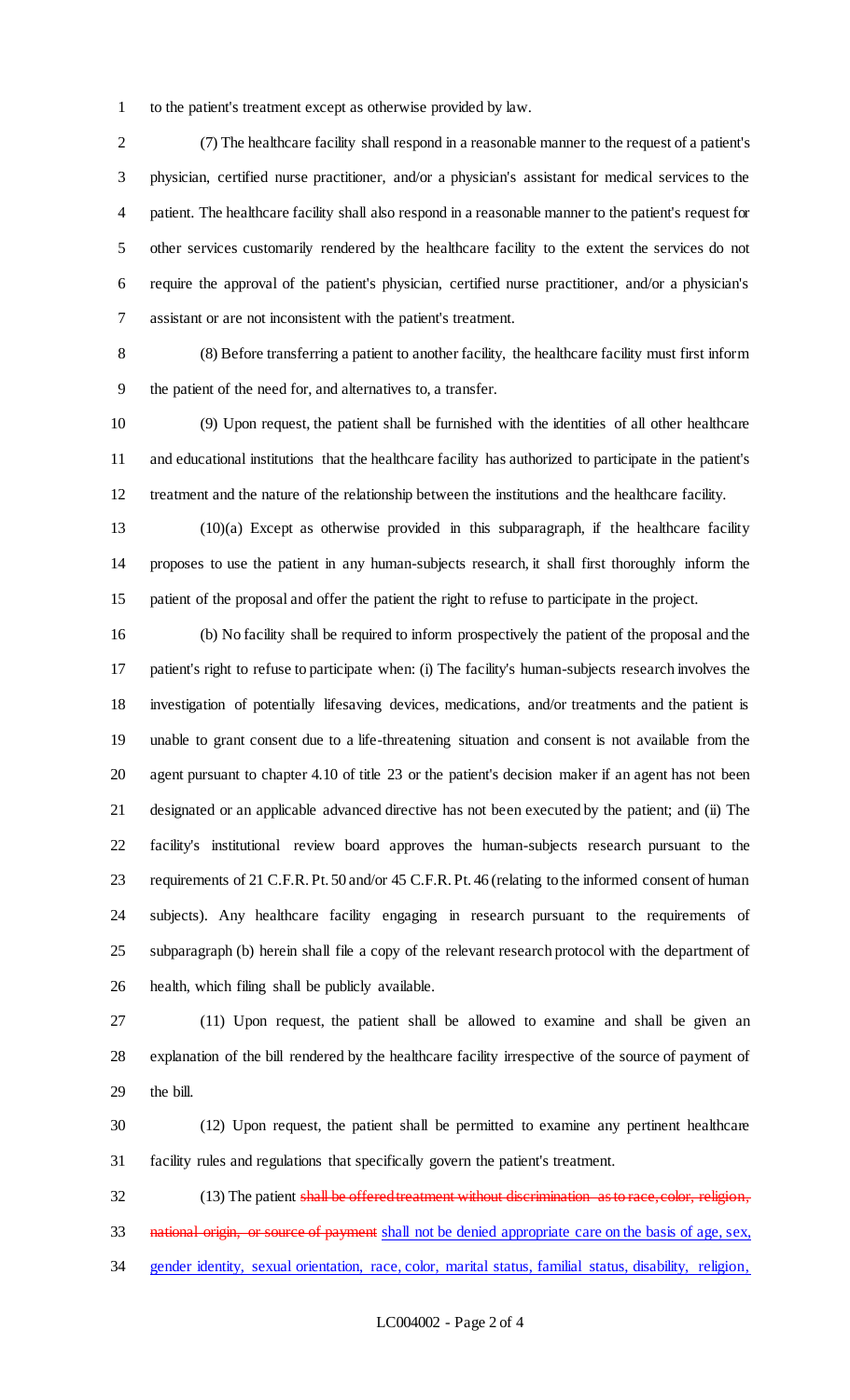to the patient's treatment except as otherwise provided by law.

(7) The healthcare facility shall respond in a reasonable manner to the request of a patient's physician, certified nurse practitioner, and/or a physician's assistant for medical services to the patient. The healthcare facility shall also respond in a reasonable manner to the patient's request for other services customarily rendered by the healthcare facility to the extent the services do not require the approval of the patient's physician, certified nurse practitioner, and/or a physician's assistant or are not inconsistent with the patient's treatment.

(8) Before transferring a patient to another facility, the healthcare facility must first inform the patient of the need for, and alternatives to, a transfer.

(9) Upon request, the patient shall be furnished with the identities of all other healthcare and educational institutions that the healthcare facility has authorized to participate in the patient's treatment and the nature of the relationship between the institutions and the healthcare facility.

(10)(a) Except as otherwise provided in this subparagraph, if the healthcare facility proposes to use the patient in any human-subjects research, it shall first thoroughly inform the patient of the proposal and offer the patient the right to refuse to participate in the project.

(b) No facility shall be required to inform prospectively the patient of the proposal and the patient's right to refuse to participate when: (i) The facility's human-subjects research involves the investigation of potentially lifesaving devices, medications, and/or treatments and the patient is unable to grant consent due to a life-threatening situation and consent is not available from the agent pursuant to chapter 4.10 of title 23 or the patient's decision maker if an agent has not been designated or an applicable advanced directive has not been executed by the patient; and (ii) The facility's institutional review board approves the human-subjects research pursuant to the requirements of 21 C.F.R. Pt. 50 and/or 45 C.F.R. Pt. 46 (relating to the informed consent of human subjects). Any healthcare facility engaging in research pursuant to the requirements of subparagraph (b) herein shall file a copy of the relevant research protocol with the department of health, which filing shall be publicly available.

(11) Upon request, the patient shall be allowed to examine and shall be given an explanation of the bill rendered by the healthcare facility irrespective of the source of payment of the bill.

(12) Upon request, the patient shall be permitted to examine any pertinent healthcare facility rules and regulations that specifically govern the patient's treatment.

(13) The patient ~~shall be offered treatment without discrimination as to race, color, religion, national origin, or source of payment~~ <u>shall not be denied appropriate care on the basis of age, sex, gender identity, sexual orientation, race, color, marital status, familial status, disability, religion,</u>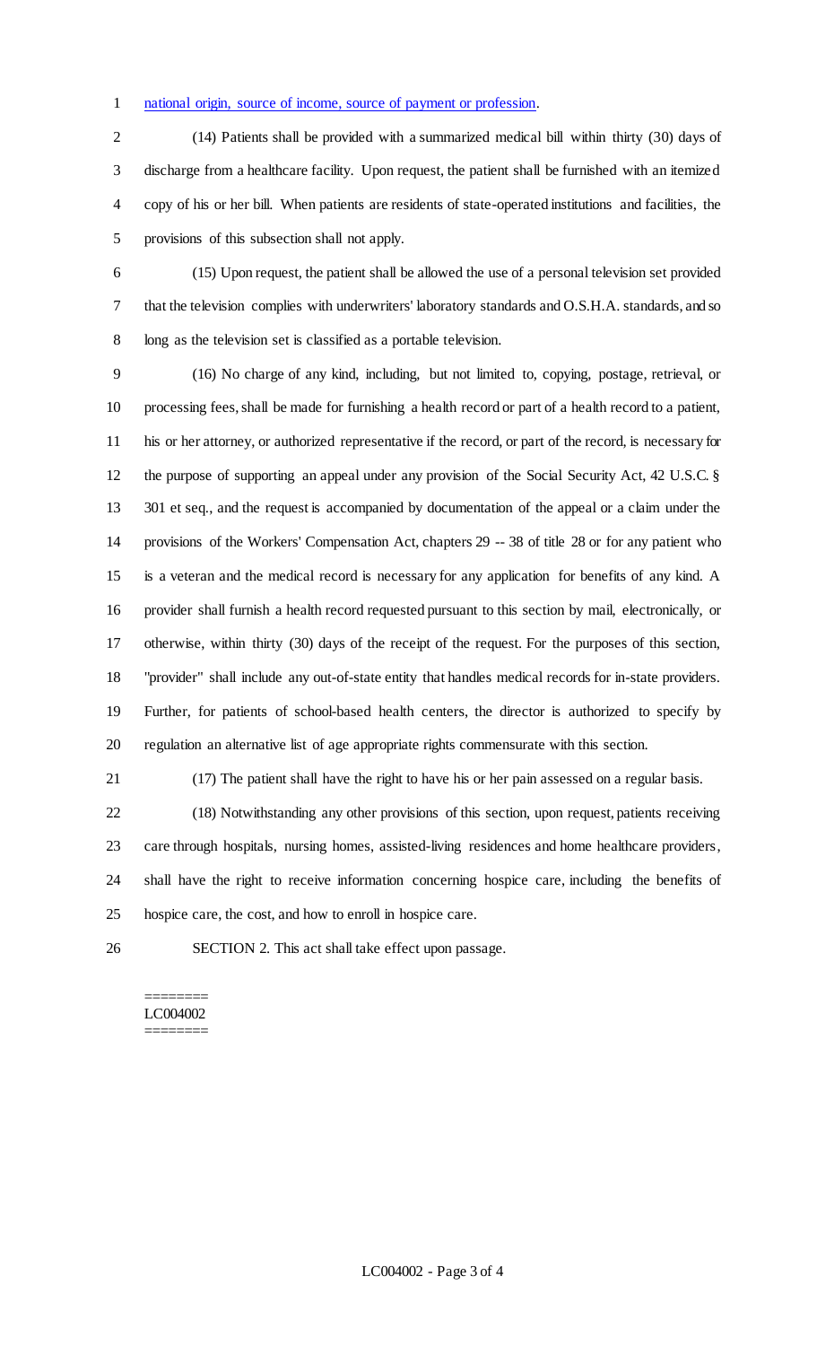national origin, source of income, source of payment or profession.

(14) Patients shall be provided with a summarized medical bill within thirty (30) days of discharge from a healthcare facility. Upon request, the patient shall be furnished with an itemized copy of his or her bill. When patients are residents of state-operated institutions and facilities, the provisions of this subsection shall not apply.

(15) Upon request, the patient shall be allowed the use of a personal television set provided that the television complies with underwriters' laboratory standards and O.S.H.A. standards, and so long as the television set is classified as a portable television.

(16) No charge of any kind, including, but not limited to, copying, postage, retrieval, or processing fees, shall be made for furnishing a health record or part of a health record to a patient, his or her attorney, or authorized representative if the record, or part of the record, is necessary for the purpose of supporting an appeal under any provision of the Social Security Act, 42 U.S.C. § 301 et seq., and the request is accompanied by documentation of the appeal or a claim under the provisions of the Workers' Compensation Act, chapters 29 -- 38 of title 28 or for any patient who is a veteran and the medical record is necessary for any application for benefits of any kind. A provider shall furnish a health record requested pursuant to this section by mail, electronically, or otherwise, within thirty (30) days of the receipt of the request. For the purposes of this section, "provider" shall include any out-of-state entity that handles medical records for in-state providers. Further, for patients of school-based health centers, the director is authorized to specify by regulation an alternative list of age appropriate rights commensurate with this section.

(17) The patient shall have the right to have his or her pain assessed on a regular basis.

(18) Notwithstanding any other provisions of this section, upon request, patients receiving care through hospitals, nursing homes, assisted-living residences and home healthcare providers, shall have the right to receive information concerning hospice care, including the benefits of hospice care, the cost, and how to enroll in hospice care.

SECTION 2. This act shall take effect upon passage.

========
LC004002
========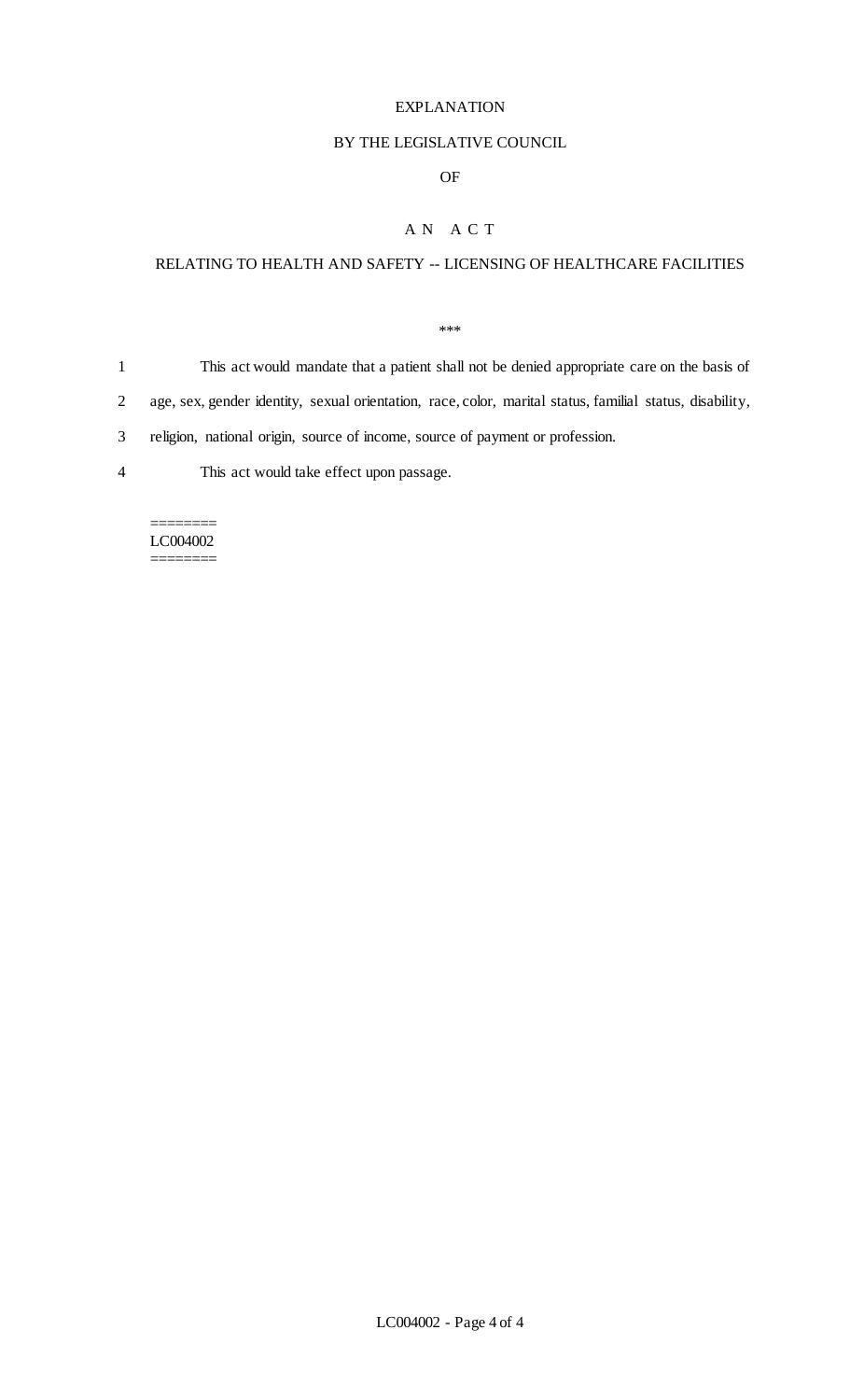EXPLANATION

BY THE LEGISLATIVE COUNCIL

OF

A N A C T

RELATING TO HEALTH AND SAFETY -- LICENSING OF HEALTHCARE FACILITIES

***

1 This act would mandate that a patient shall not be denied appropriate care on the basis of
2 age, sex, gender identity, sexual orientation, race, color, marital status, familial status, disability,
3 religion, national origin, source of income, source of payment or profession.

4 This act would take effect upon passage.

========
LC004002
========